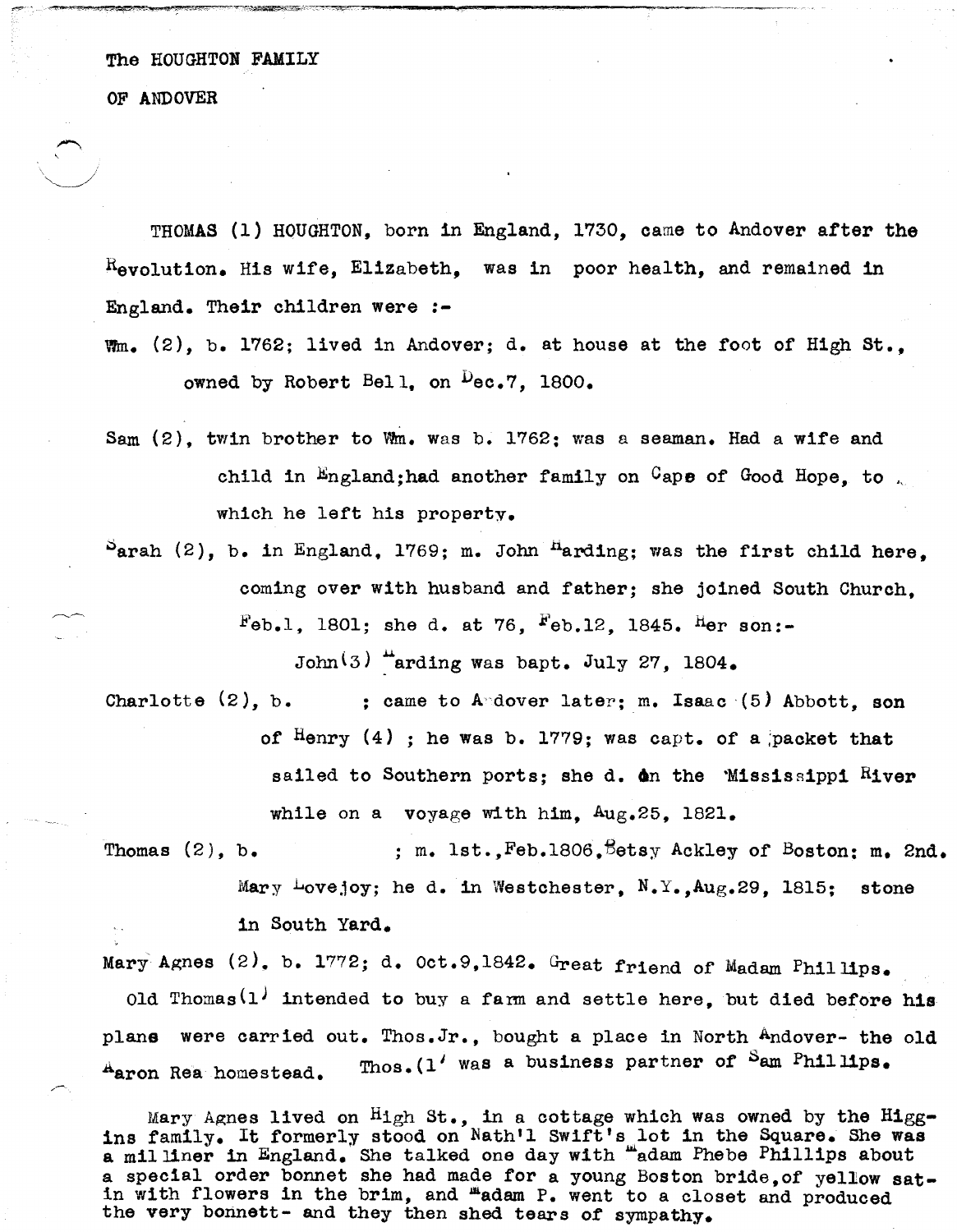The HOUGHTON FAMILY

OF ANDOVER

THOMAS (1) HOUGHTON, born in England, 1730, came to Andover after the Revolution. His wife, Elizabeth, was in poor health, and remained in England. Their children were :-

Wm. (2), b. 1762; lived in Andover; d. at house at the foot of High St., owned by Robert Bell, on Dec.7, 1800.

Sam (2), twin brother to Wm. was b. 1762; was a seaman. Had a wife and child in England;had another family on Cape of Good Hope, to which he left his property.

Sarah (2), b. in England, 1769; m. John Harding; was the first child here, coming over with husband and father; she joined South Church, Feb.1, 1801; she d. at 76, Feb.12, 1845. Her son:-

John(3) Harding was bapt. July 27, 1804.

Charlotte (2), b. ; came to Andover later; m. Isaac (5) Abbott, son of Henry (4) ; he was b. 1779; was capt. of a packet that sailed to Southern ports; she d. on the Mississippi River while on a voyage with him, Aug.25, 1821.

Thomas (2), b. ; m. 1st.,Feb.1806,Betsy Ackley of Boston; m. 2nd. Mary Lovejoy; he d. in Westchester, N.Y.,Aug.29, 1815; stone in South Yard.

Mary Agnes (2), b. 1772; d. Oct.9,1842. Great friend of Madam Phillips.

Old Thomas(1) intended to buy a farm and settle here, but died before his plans were carried out. Thos.Jr., bought a place in North Andover- the old Aaron Rea homestead. Thos.(1) was a business partner of Sam Phillips.

Mary Agnes lived on High St., in a cottage which was owned by the Higgins family. It formerly stood on Nath'l Swift's lot in the Square. She was a milliner in England. She talked one day with Madam Phebe Phillips about a special order bonnet she had made for a young Boston bride,of yellow satin with flowers in the brim, and Madam P. went to a closet and produced the very bonnett- and they then shed tears of sympathy.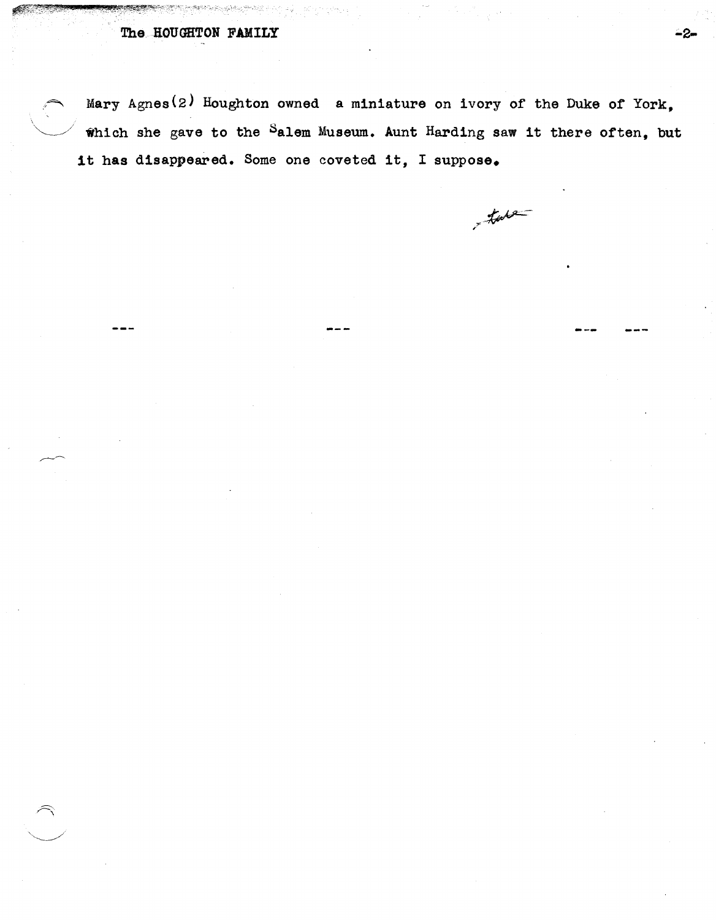Mary Agnes(2) Houghton owned a miniature on ivory of the Duke of York, which she gave to the Salem Museum. Aunt Harding saw it there often, but it has disappeared. Some one coveted it, I suppose.

---